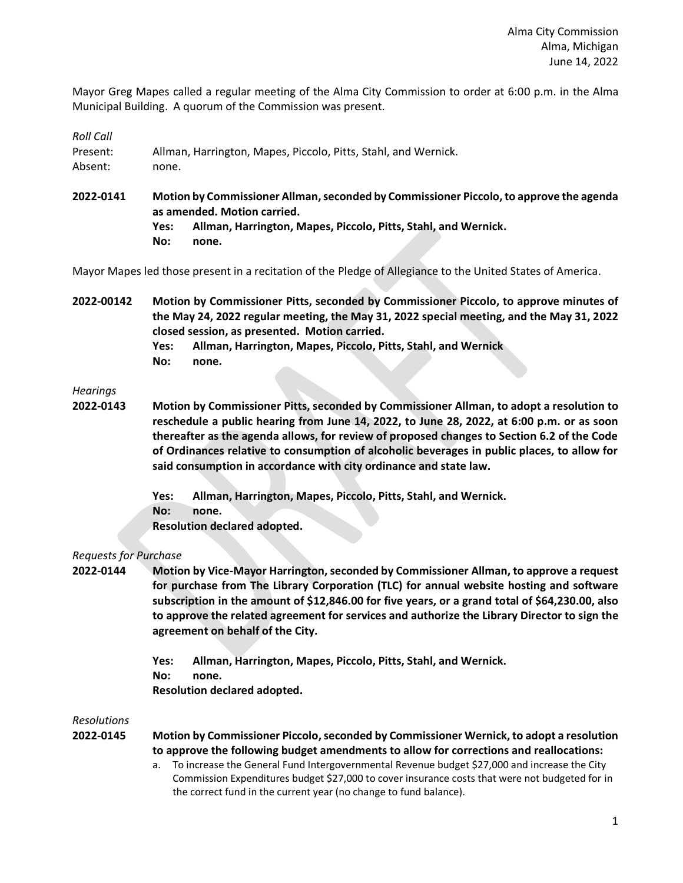Alma City Commission
Alma, Michigan
June 14, 2022

Mayor Greg Mapes called a regular meeting of the Alma City Commission to order at 6:00 p.m. in the Alma Municipal Building. A quorum of the Commission was present.

*Roll Call*

Present: Allman, Harrington, Mapes, Piccolo, Pitts, Stahl, and Wernick.
Absent: none.

**2022-0141 Motion by Commissioner Allman, seconded by Commissioner Piccolo, to approve the agenda as amended. Motion carried.**
**Yes: Allman, Harrington, Mapes, Piccolo, Pitts, Stahl, and Wernick.**
**No: none.**

Mayor Mapes led those present in a recitation of the Pledge of Allegiance to the United States of America.

**2022-00142 Motion by Commissioner Pitts, seconded by Commissioner Piccolo, to approve minutes of the May 24, 2022 regular meeting, the May 31, 2022 special meeting, and the May 31, 2022 closed session, as presented. Motion carried.**
**Yes: Allman, Harrington, Mapes, Piccolo, Pitts, Stahl, and Wernick**
**No: none.**

*Hearings*

**2022-0143 Motion by Commissioner Pitts, seconded by Commissioner Allman, to adopt a resolution to reschedule a public hearing from June 14, 2022, to June 28, 2022, at 6:00 p.m. or as soon thereafter as the agenda allows, for review of proposed changes to Section 6.2 of the Code of Ordinances relative to consumption of alcoholic beverages in public places, to allow for said consumption in accordance with city ordinance and state law.**

**Yes: Allman, Harrington, Mapes, Piccolo, Pitts, Stahl, and Wernick.**
**No: none.**
**Resolution declared adopted.**

*Requests for Purchase*

**2022-0144 Motion by Vice-Mayor Harrington, seconded by Commissioner Allman, to approve a request for purchase from The Library Corporation (TLC) for annual website hosting and software subscription in the amount of $12,846.00 for five years, or a grand total of $64,230.00, also to approve the related agreement for services and authorize the Library Director to sign the agreement on behalf of the City.**

**Yes: Allman, Harrington, Mapes, Piccolo, Pitts, Stahl, and Wernick.**
**No: none.**
**Resolution declared adopted.**

*Resolutions*

**2022-0145 Motion by Commissioner Piccolo, seconded by Commissioner Wernick, to adopt a resolution to approve the following budget amendments to allow for corrections and reallocations:**

a. To increase the General Fund Intergovernmental Revenue budget $27,000 and increase the City Commission Expenditures budget $27,000 to cover insurance costs that were not budgeted for in the correct fund in the current year (no change to fund balance).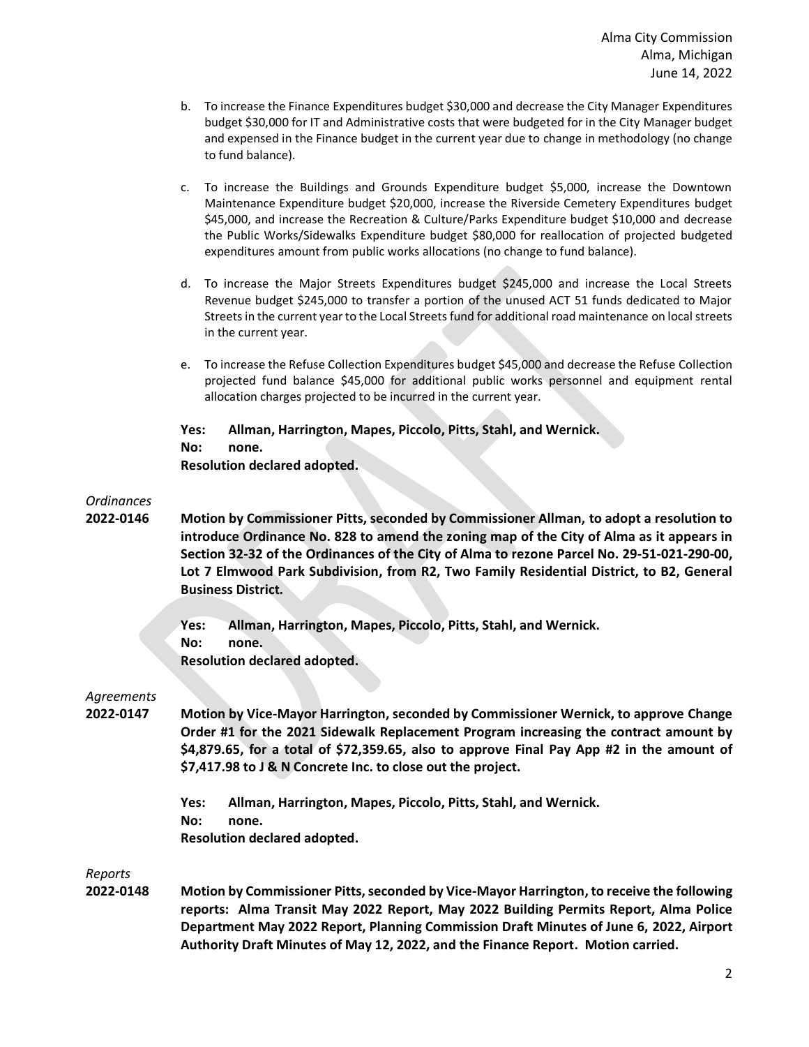b. To increase the Finance Expenditures budget $30,000 and decrease the City Manager Expenditures budget $30,000 for IT and Administrative costs that were budgeted for in the City Manager budget and expensed in the Finance budget in the current year due to change in methodology (no change to fund balance).

c. To increase the Buildings and Grounds Expenditure budget $5,000, increase the Downtown Maintenance Expenditure budget $20,000, increase the Riverside Cemetery Expenditures budget $45,000, and increase the Recreation & Culture/Parks Expenditure budget $10,000 and decrease the Public Works/Sidewalks Expenditure budget $80,000 for reallocation of projected budgeted expenditures amount from public works allocations (no change to fund balance).

d. To increase the Major Streets Expenditures budget $245,000 and increase the Local Streets Revenue budget $245,000 to transfer a portion of the unused ACT 51 funds dedicated to Major Streets in the current year to the Local Streets fund for additional road maintenance on local streets in the current year.

e. To increase the Refuse Collection Expenditures budget $45,000 and decrease the Refuse Collection projected fund balance $45,000 for additional public works personnel and equipment rental allocation charges projected to be incurred in the current year.

**Yes: Allman, Harrington, Mapes, Piccolo, Pitts, Stahl, and Wernick.**
**No: none.**
**Resolution declared adopted.**

*Ordinances*

**2022-0146 Motion by Commissioner Pitts, seconded by Commissioner Allman, to adopt a resolution to introduce Ordinance No. 828 to amend the zoning map of the City of Alma as it appears in Section 32-32 of the Ordinances of the City of Alma to rezone Parcel No. 29-51-021-290-00, Lot 7 Elmwood Park Subdivision, from R2, Two Family Residential District, to B2, General Business District.**

**Yes: Allman, Harrington, Mapes, Piccolo, Pitts, Stahl, and Wernick.**
**No: none.**
**Resolution declared adopted.**

*Agreements*

**2022-0147 Motion by Vice-Mayor Harrington, seconded by Commissioner Wernick, to approve Change Order #1 for the 2021 Sidewalk Replacement Program increasing the contract amount by $4,879.65, for a total of $72,359.65, also to approve Final Pay App #2 in the amount of $7,417.98 to J & N Concrete Inc. to close out the project.**

**Yes: Allman, Harrington, Mapes, Piccolo, Pitts, Stahl, and Wernick.**
**No: none.**
**Resolution declared adopted.**

*Reports*

**2022-0148 Motion by Commissioner Pitts, seconded by Vice-Mayor Harrington, to receive the following reports: Alma Transit May 2022 Report, May 2022 Building Permits Report, Alma Police Department May 2022 Report, Planning Commission Draft Minutes of June 6, 2022, Airport Authority Draft Minutes of May 12, 2022, and the Finance Report. Motion carried.**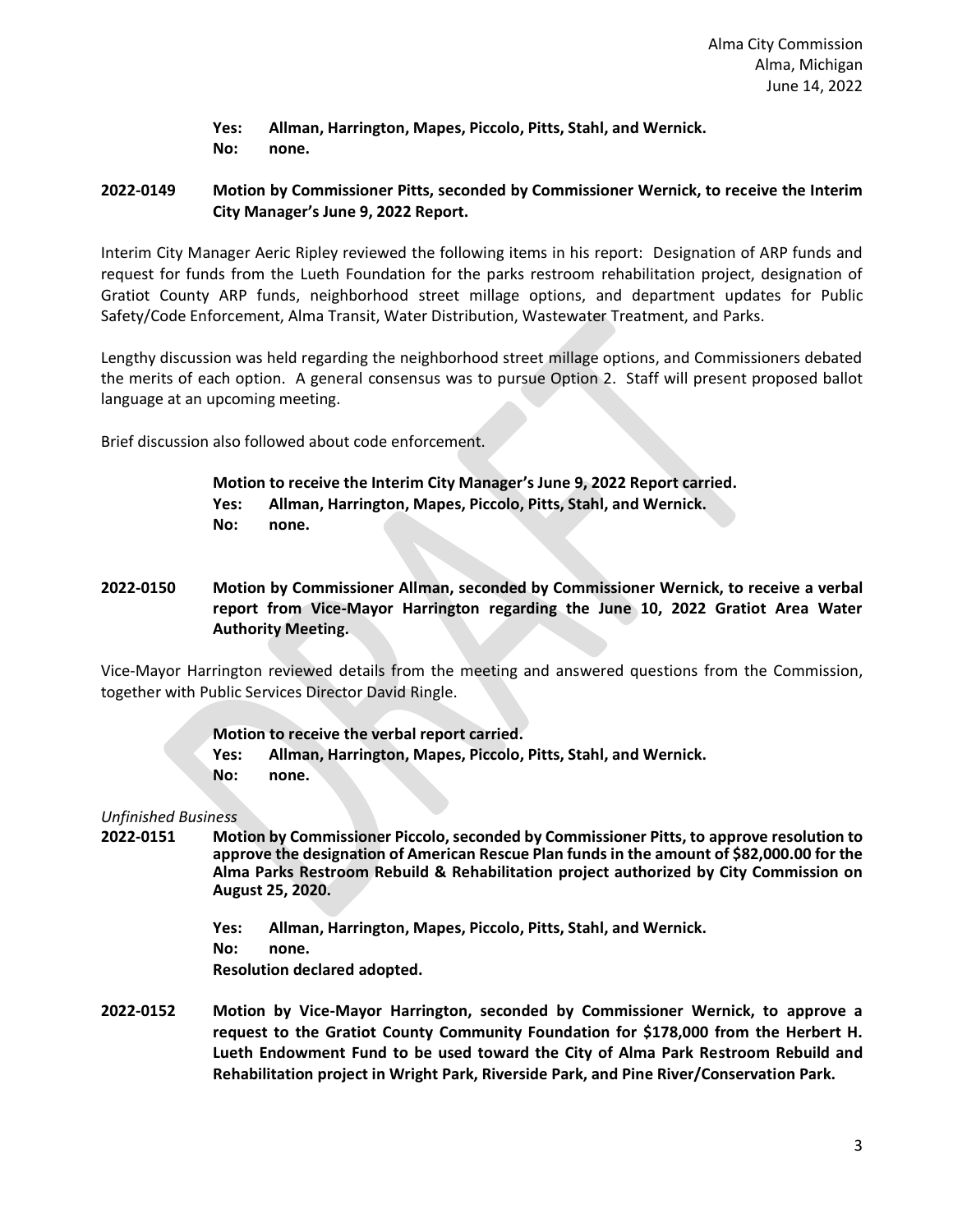**Yes: Allman, Harrington, Mapes, Piccolo, Pitts, Stahl, and Wernick.**
**No: none.**

**2022-0149 Motion by Commissioner Pitts, seconded by Commissioner Wernick, to receive the Interim City Manager's June 9, 2022 Report.**

Interim City Manager Aeric Ripley reviewed the following items in his report: Designation of ARP funds and request for funds from the Lueth Foundation for the parks restroom rehabilitation project, designation of Gratiot County ARP funds, neighborhood street millage options, and department updates for Public Safety/Code Enforcement, Alma Transit, Water Distribution, Wastewater Treatment, and Parks.

Lengthy discussion was held regarding the neighborhood street millage options, and Commissioners debated the merits of each option. A general consensus was to pursue Option 2. Staff will present proposed ballot language at an upcoming meeting.

Brief discussion also followed about code enforcement.

**Motion to receive the Interim City Manager's June 9, 2022 Report carried.**
**Yes: Allman, Harrington, Mapes, Piccolo, Pitts, Stahl, and Wernick.**
**No: none.**

**2022-0150 Motion by Commissioner Allman, seconded by Commissioner Wernick, to receive a verbal report from Vice-Mayor Harrington regarding the June 10, 2022 Gratiot Area Water Authority Meeting.**

Vice-Mayor Harrington reviewed details from the meeting and answered questions from the Commission, together with Public Services Director David Ringle.

**Motion to receive the verbal report carried.**
**Yes: Allman, Harrington, Mapes, Piccolo, Pitts, Stahl, and Wernick.**
**No: none.**

*Unfinished Business*

**2022-0151 Motion by Commissioner Piccolo, seconded by Commissioner Pitts, to approve resolution to approve the designation of American Rescue Plan funds in the amount of $82,000.00 for the Alma Parks Restroom Rebuild & Rehabilitation project authorized by City Commission on August 25, 2020.**

**Yes: Allman, Harrington, Mapes, Piccolo, Pitts, Stahl, and Wernick.**
**No: none.**
**Resolution declared adopted.**

**2022-0152 Motion by Vice-Mayor Harrington, seconded by Commissioner Wernick, to approve a request to the Gratiot County Community Foundation for $178,000 from the Herbert H. Lueth Endowment Fund to be used toward the City of Alma Park Restroom Rebuild and Rehabilitation project in Wright Park, Riverside Park, and Pine River/Conservation Park.**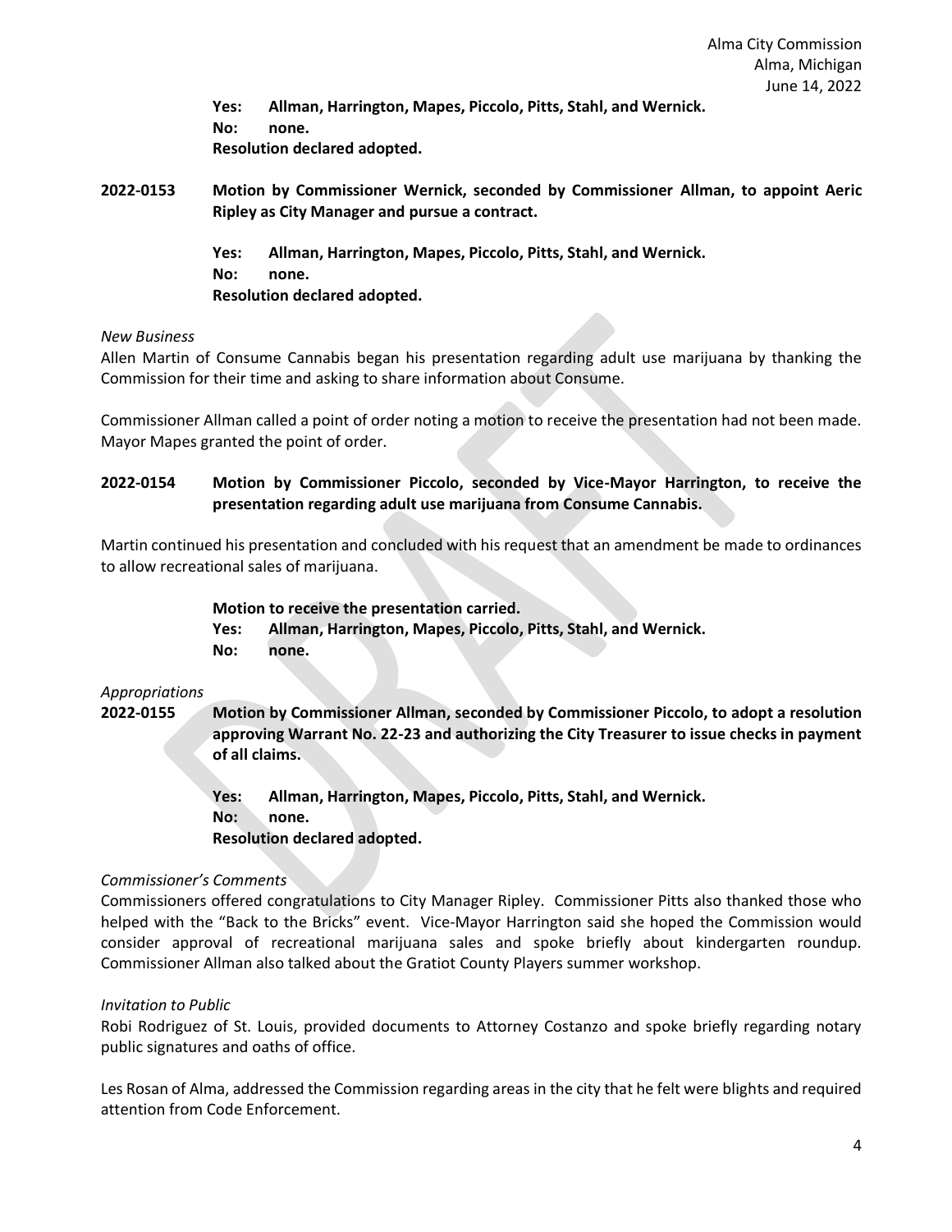**Yes: Allman, Harrington, Mapes, Piccolo, Pitts, Stahl, and Wernick.**
**No: none.**
**Resolution declared adopted.**

**2022-0153 Motion by Commissioner Wernick, seconded by Commissioner Allman, to appoint Aeric Ripley as City Manager and pursue a contract.**

**Yes: Allman, Harrington, Mapes, Piccolo, Pitts, Stahl, and Wernick.**
**No: none.**
**Resolution declared adopted.**

*New Business*

Allen Martin of Consume Cannabis began his presentation regarding adult use marijuana by thanking the Commission for their time and asking to share information about Consume.

Commissioner Allman called a point of order noting a motion to receive the presentation had not been made. Mayor Mapes granted the point of order.

**2022-0154 Motion by Commissioner Piccolo, seconded by Vice-Mayor Harrington, to receive the presentation regarding adult use marijuana from Consume Cannabis.**

Martin continued his presentation and concluded with his request that an amendment be made to ordinances to allow recreational sales of marijuana.

**Motion to receive the presentation carried.**
**Yes: Allman, Harrington, Mapes, Piccolo, Pitts, Stahl, and Wernick.**
**No: none.**

*Appropriations*

**2022-0155 Motion by Commissioner Allman, seconded by Commissioner Piccolo, to adopt a resolution approving Warrant No. 22-23 and authorizing the City Treasurer to issue checks in payment of all claims.**

**Yes: Allman, Harrington, Mapes, Piccolo, Pitts, Stahl, and Wernick.**
**No: none.**
**Resolution declared adopted.**

*Commissioner's Comments*

Commissioners offered congratulations to City Manager Ripley. Commissioner Pitts also thanked those who helped with the "Back to the Bricks" event. Vice-Mayor Harrington said she hoped the Commission would consider approval of recreational marijuana sales and spoke briefly about kindergarten roundup. Commissioner Allman also talked about the Gratiot County Players summer workshop.

*Invitation to Public*

Robi Rodriguez of St. Louis, provided documents to Attorney Costanzo and spoke briefly regarding notary public signatures and oaths of office.

Les Rosan of Alma, addressed the Commission regarding areas in the city that he felt were blights and required attention from Code Enforcement.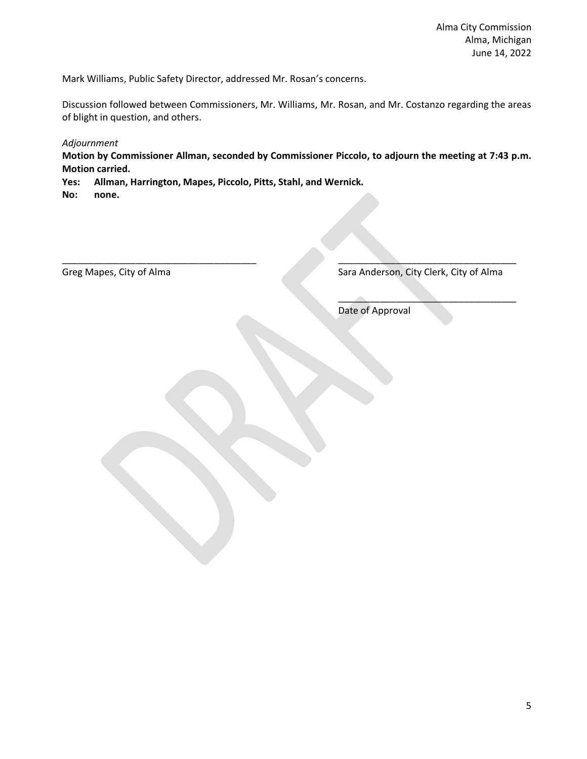Mark Williams, Public Safety Director, addressed Mr. Rosan's concerns.

Discussion followed between Commissioners, Mr. Williams, Mr. Rosan, and Mr. Costanzo regarding the areas of blight in question, and others.

*Adjournment*

**Motion by Commissioner Allman, seconded by Commissioner Piccolo, to adjourn the meeting at 7:43 p.m. Motion carried.**

**Yes: Allman, Harrington, Mapes, Piccolo, Pitts, Stahl, and Wernick.**

**No: none.**

_____________________________________
Greg Mapes, City of Alma

_____________________________________
Sara Anderson, City Clerk, City of Alma

_____________________________________
Date of Approval

DRAFT